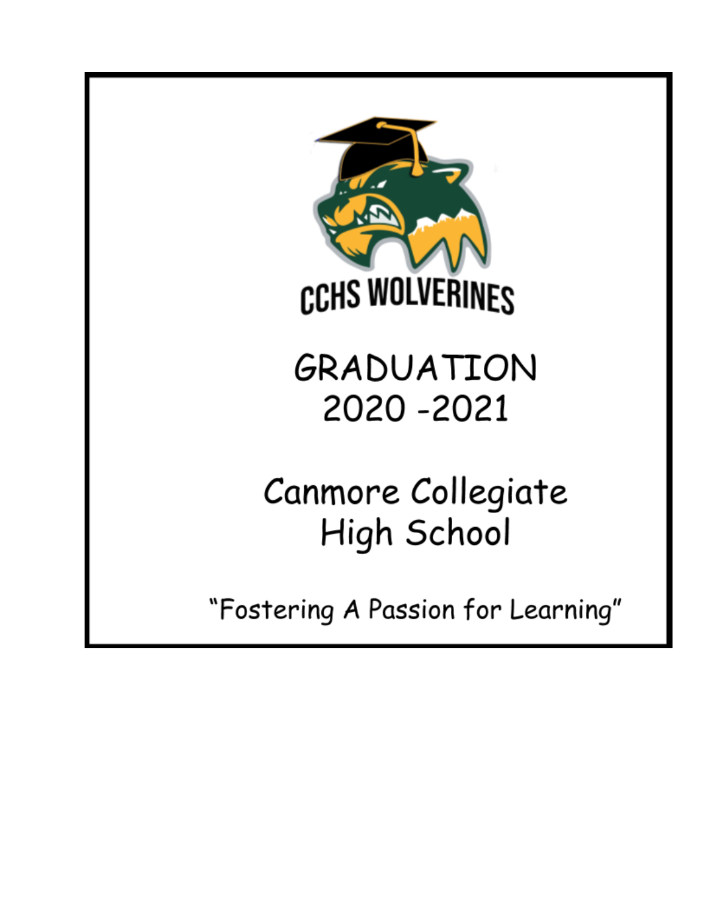CCHS WOLVERINES

# GRADUATION
# 2020 -2021

## Canmore Collegiate High School

"Fostering A Passion for Learning"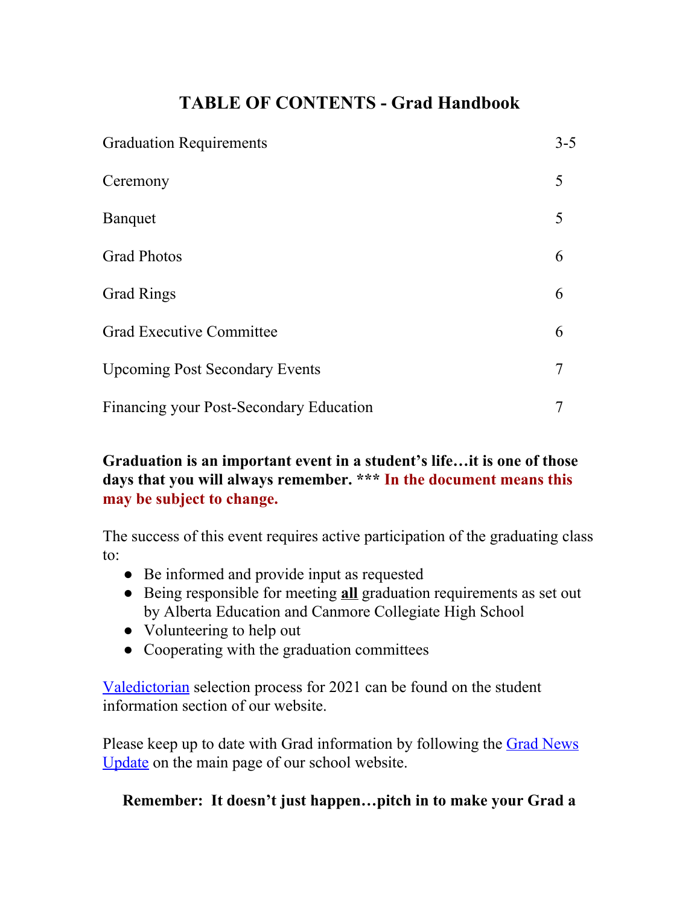# TABLE OF CONTENTS - Grad Handbook

| | |
|---|---|
| Graduation Requirements | 3-5 |
| Ceremony | 5 |
| Banquet | 5 |
| Grad Photos | 6 |
| Grad Rings | 6 |
| Grad Executive Committee | 6 |
| Upcoming Post Secondary Events | 7 |
| Financing your Post-Secondary Education | 7 |

**Graduation is an important event in a student's life…it is one of those days that you will always remember. *** In the document means this may be subject to change.**

The success of this event requires active participation of the graduating class to:

- Be informed and provide input as requested
- Being responsible for meeting **all** graduation requirements as set out by Alberta Education and Canmore Collegiate High School
- Volunteering to help out
- Cooperating with the graduation committees

Valedictorian selection process for 2021 can be found on the student information section of our website.

Please keep up to date with Grad information by following the Grad News Update on the main page of our school website.

**Remember: It doesn't just happen…pitch in to make your Grad a**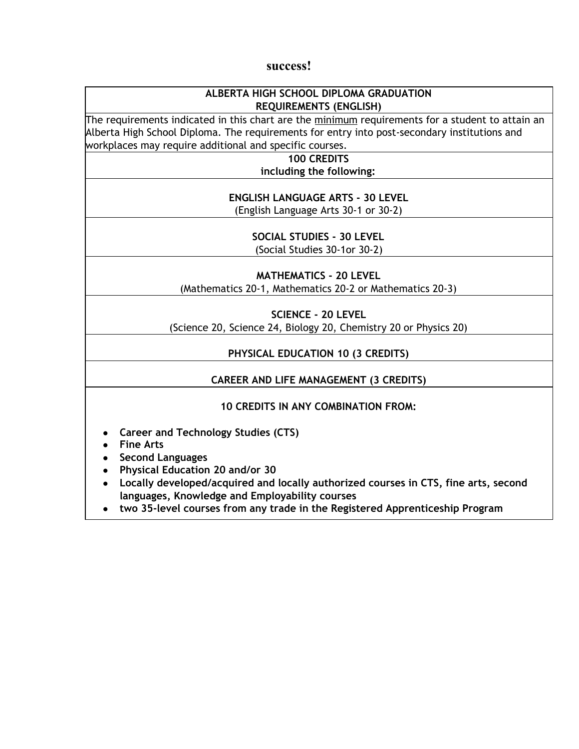**success!**

| ALBERTA HIGH SCHOOL DIPLOMA GRADUATION REQUIREMENTS (ENGLISH) |
| --- |
| The requirements indicated in this chart are the minimum requirements for a student to attain an Alberta High School Diploma. The requirements for entry into post-secondary institutions and workplaces may require additional and specific courses. |
| **100 CREDITS including the following:** |
| **ENGLISH LANGUAGE ARTS - 30 LEVEL** (English Language Arts 30-1 or 30-2) |
| **SOCIAL STUDIES - 30 LEVEL** (Social Studies 30-1or 30-2) |
| **MATHEMATICS - 20 LEVEL** (Mathematics 20-1, Mathematics 20-2 or Mathematics 20-3) |
| **SCIENCE - 20 LEVEL** (Science 20, Science 24, Biology 20, Chemistry 20 or Physics 20) |
| **PHYSICAL EDUCATION 10 (3 CREDITS)** |
| **CAREER AND LIFE MANAGEMENT (3 CREDITS)** |
| **10 CREDITS IN ANY COMBINATION FROM:** <br>• **Career and Technology Studies (CTS)** <br>• **Fine Arts** <br>• **Second Languages** <br>• **Physical Education 20 and/or 30** <br>• **Locally developed/acquired and locally authorized courses in CTS, fine arts, second languages, Knowledge and Employability courses** <br>• **two 35-level courses from any trade in the Registered Apprenticeship Program** |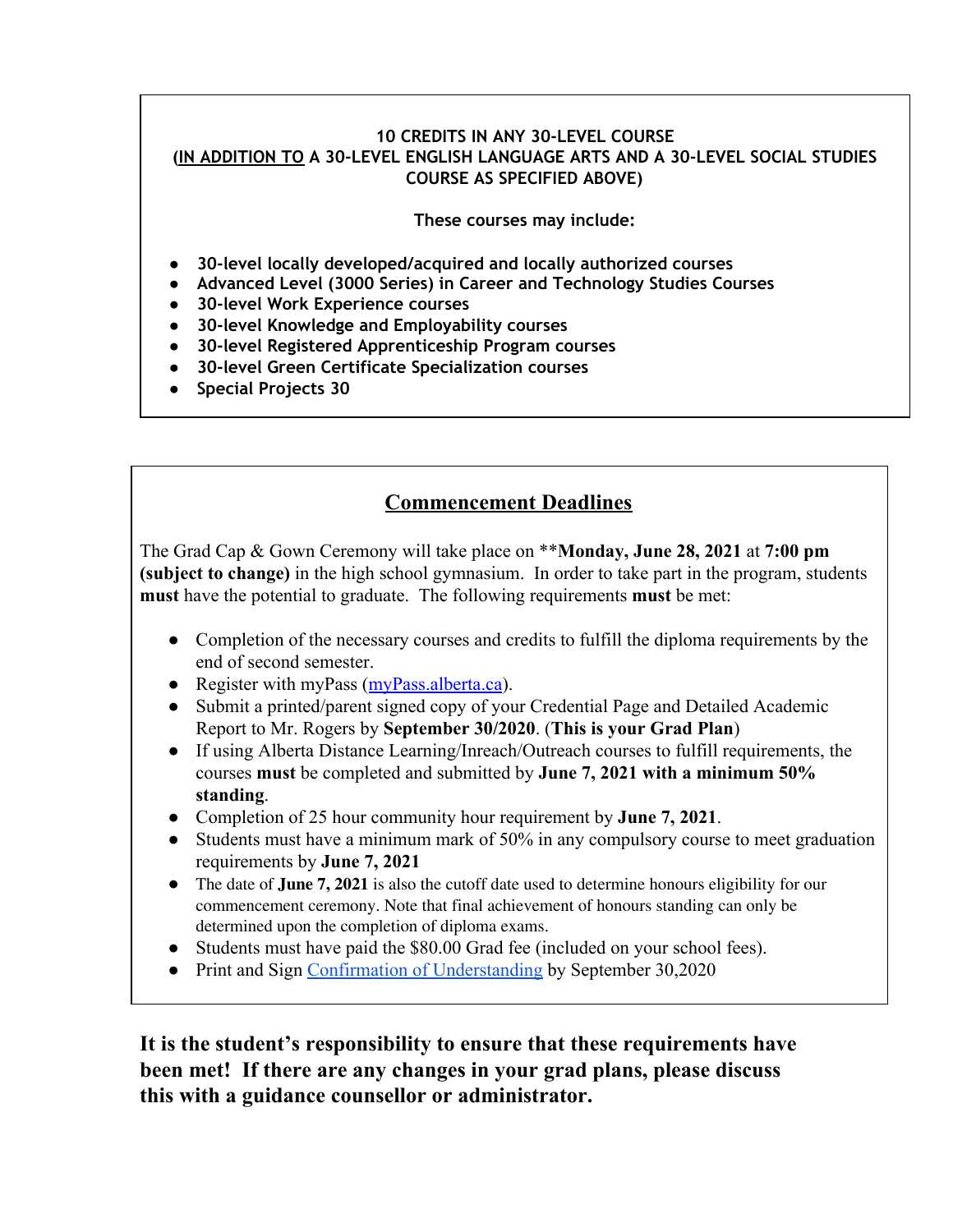**10 CREDITS IN ANY 30-LEVEL COURSE**
**(<u>IN ADDITION TO</u> A 30-LEVEL ENGLISH LANGUAGE ARTS AND A 30-LEVEL SOCIAL STUDIES COURSE AS SPECIFIED ABOVE)**

**These courses may include:**

- **30-level locally developed/acquired and locally authorized courses**
- **Advanced Level (3000 Series) in Career and Technology Studies Courses**
- **30-level Work Experience courses**
- **30-level Knowledge and Employability courses**
- **30-level Registered Apprenticeship Program courses**
- **30-level Green Certificate Specialization courses**
- **Special Projects 30**

## Commencement Deadlines

The Grad Cap & Gown Ceremony will take place on ****Monday, June 28, 2021** at **7:00 pm (subject to change)** in the high school gymnasium. In order to take part in the program, students **must** have the potential to graduate. The following requirements **must** be met:

- Completion of the necessary courses and credits to fulfill the diploma requirements by the end of second semester.
- Register with myPass ([myPass.alberta.ca](myPass.alberta.ca)).
- Submit a printed/parent signed copy of your Credential Page and Detailed Academic Report to Mr. Rogers by **September 30/2020**. (**This is your Grad Plan**)
- If using Alberta Distance Learning/Inreach/Outreach courses to fulfill requirements, the courses **must** be completed and submitted by **June 7, 2021 with a minimum 50% standing**.
- Completion of 25 hour community hour requirement by **June 7, 2021**.
- Students must have a minimum mark of 50% in any compulsory course to meet graduation requirements by **June 7, 2021**
- The date of **June 7, 2021** is also the cutoff date used to determine honours eligibility for our commencement ceremony. Note that final achievement of honours standing can only be determined upon the completion of diploma exams.
- Students must have paid the $80.00 Grad fee (included on your school fees).
- Print and Sign Confirmation of Understanding by September 30,2020

**It is the student's responsibility to ensure that these requirements have been met! If there are any changes in your grad plans, please discuss this with a guidance counsellor or administrator.**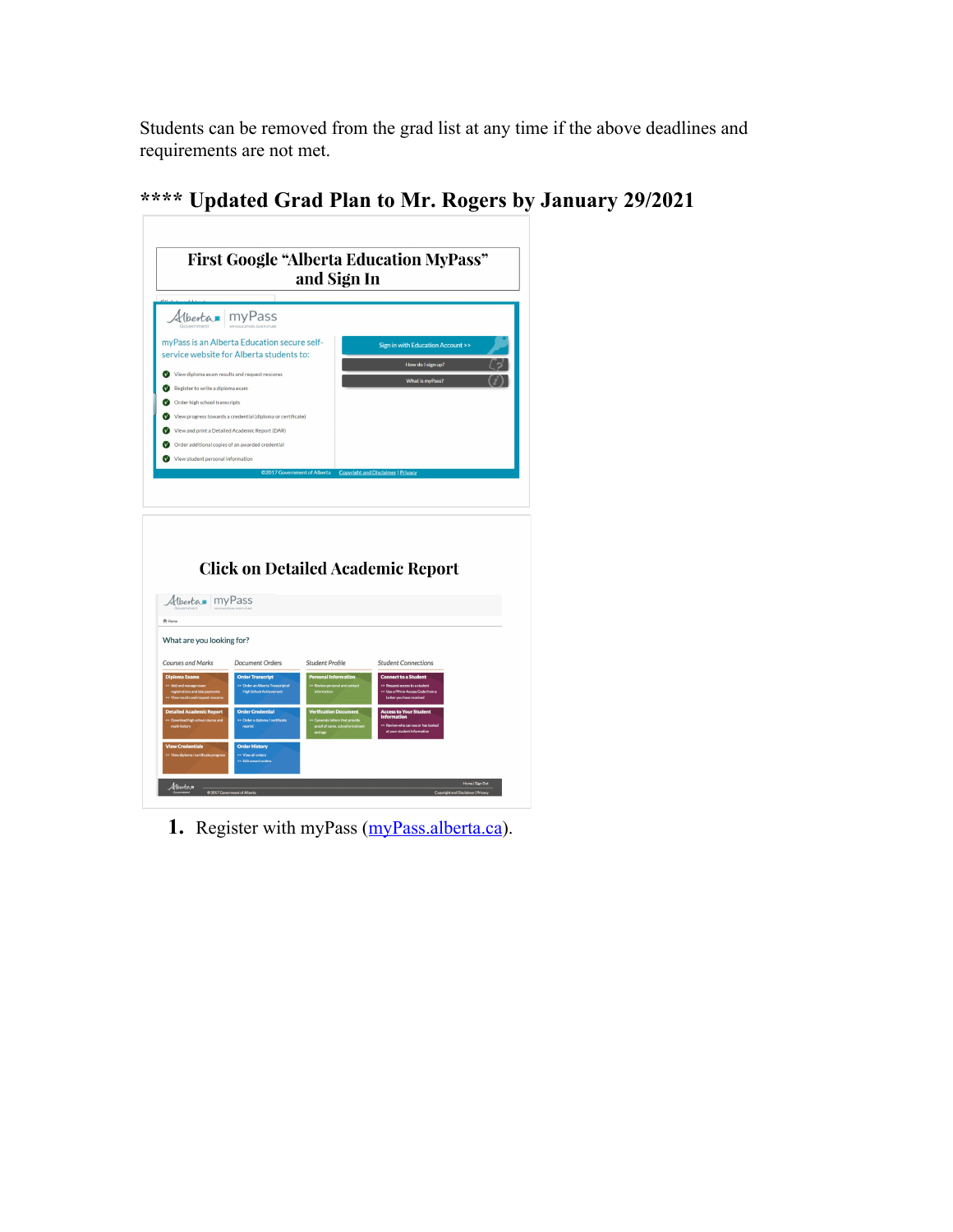Students can be removed from the grad list at any time if the above deadlines and requirements are not met.

## **** Updated Grad Plan to Mr. Rogers by January 29/2021

**First Google "Alberta Education MyPass" and Sign In**

**Click on Detailed Academic Report**

1. Register with myPass ([myPass.alberta.ca](myPass.alberta.ca)).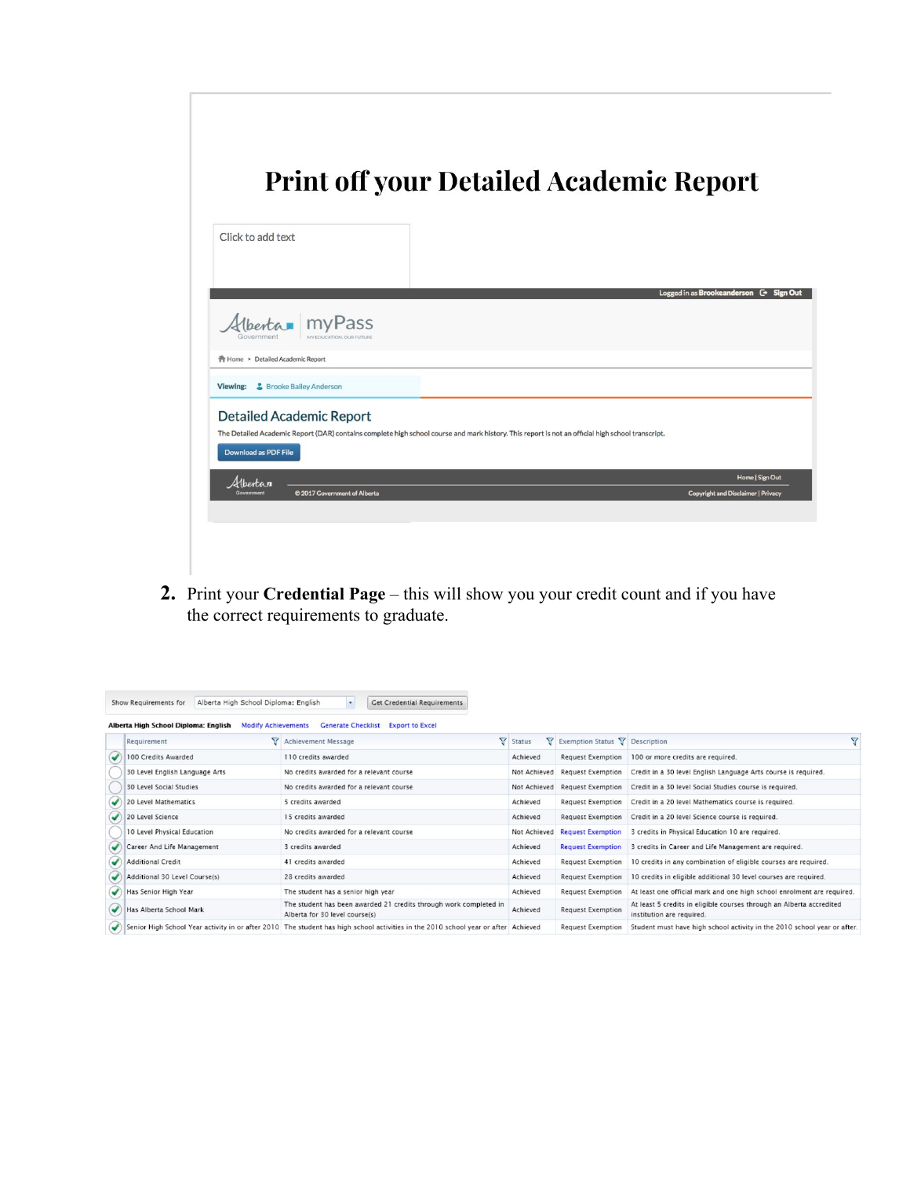# Print off your Detailed Academic Report

Click to add text

Logged in as Brookeanderson Sign Out

Alberta Government | myPass MY EDUCATION. OUR FUTURE

Home > Detailed Academic Report

Viewing: Brooke Bailey Anderson

## Detailed Academic Report

The Detailed Academic Report (DAR) contains complete high school course and mark history. This report is not an official high school transcript.

Download as PDF File

Alberta Government © 2017 Government of Alberta Home | Sign Out Copyright and Disclaimer | Privacy

2. Print your **Credential Page** – this will show you your credit count and if you have the correct requirements to graduate.

Show Requirements for: Alberta High School Diploma: English | Get Credential Requirements

**Alberta High School Diploma: English** Modify Achievements Generate Checklist Export to Excel

| | Requirement | Achievement Message | Status | Exemption Status | Description |
|---|---|---|---|---|---|
| ✓ | 100 Credits Awarded | 110 credits awarded | Achieved | Request Exemption | 100 or more credits are required. |
| | 30 Level English Language Arts | No credits awarded for a relevant course | Not Achieved | Request Exemption | Credit in a 30 level English Language Arts course is required. |
| | 30 Level Social Studies | No credits awarded for a relevant course | Not Achieved | Request Exemption | Credit in a 30 level Social Studies course is required. |
| ✓ | 20 Level Mathematics | 5 credits awarded | Achieved | Request Exemption | Credit in a 20 level Mathematics course is required. |
| ✓ | 20 Level Science | 15 credits awarded | Achieved | Request Exemption | Credit in a 20 level Science course is required. |
| | 10 Level Physical Education | No credits awarded for a relevant course | Not Achieved | Request Exemption | 3 credits in Physical Education 10 are required. |
| ✓ | Career And Life Management | 3 credits awarded | Achieved | Request Exemption | 3 credits in Career and Life Management are required. |
| ✓ | Additional Credit | 41 credits awarded | Achieved | Request Exemption | 10 credits in any combination of eligible courses are required. |
| ✓ | Additional 30 Level Course(s) | 28 credits awarded | Achieved | Request Exemption | 10 credits in eligible additional 30 level courses are required. |
| ✓ | Has Senior High Year | The student has a senior high year | Achieved | Request Exemption | At least one official mark and one high school enrolment are required. |
| ✓ | Has Alberta School Mark | The student has been awarded 21 credits through work completed in Alberta for 30 level course(s) | Achieved | Request Exemption | At least 5 credits in eligible courses through an Alberta accredited institution are required. |
| ✓ | Senior High School Year activity in or after 2010 | The student has high school activities in the 2010 school year or after | Achieved | Request Exemption | Student must have high school activity in the 2010 school year or after. |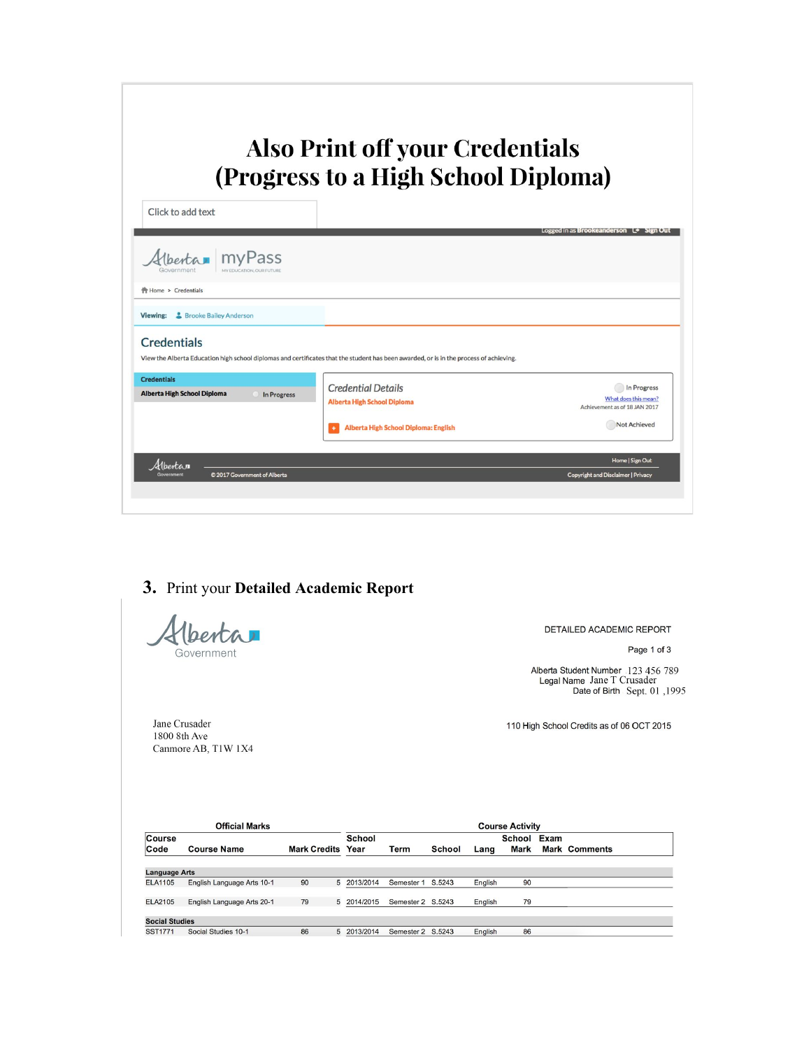# Also Print off your Credentials (Progress to a High School Diploma)

Click to add text

Logged in as Brookeanderson Sign Out

Alberta Government | myPass MY EDUCATION. OUR FUTURE

Home > Credentials

Viewing: Brooke Bailey Anderson

## Credentials

View the Alberta Education high school diplomas and certificates that the student has been awarded, or is in the process of achieving.

**Credentials**

Alberta High School Diploma — In Progress

*Credential Details*

Alberta High School Diploma — In Progress

What does this mean?

Achievement as of 18 JAN 2017

Alberta High School Diploma: English — Not Achieved

Home | Sign Out

© 2017 Government of Alberta

Copyright and Disclaimer | Privacy

3. Print your **Detailed Academic Report**

Alberta Government

DETAILED ACADEMIC REPORT

Page 1 of 3

Alberta Student Number 123 456 789
Legal Name Jane T Crusader
Date of Birth Sept. 01 ,1995

Jane Crusader
1800 8th Ave
Canmore AB, T1W 1X4

110 High School Credits as of 06 OCT 2015

| Official Marks | | | | Course Activity | | | | | | |
|---|---|---|---|---|---|---|---|---|---|---|
| Course Code | Course Name | Mark | Credits | School Year | Term | School | Lang | School Mark | Exam Mark | Comments |
| **Language Arts** | | | | | | | | | | |
| ELA1105 | English Language Arts 10-1 | 90 | 5 | 2013/2014 | Semester 1 | S.5243 | English | 90 | | |
| ELA2105 | English Language Arts 20-1 | 79 | 5 | 2014/2015 | Semester 2 | S.5243 | English | 79 | | |
| **Social Studies** | | | | | | | | | | |
| SST1771 | Social Studies 10-1 | 86 | 5 | 2013/2014 | Semester 2 | S.5243 | English | 86 | | |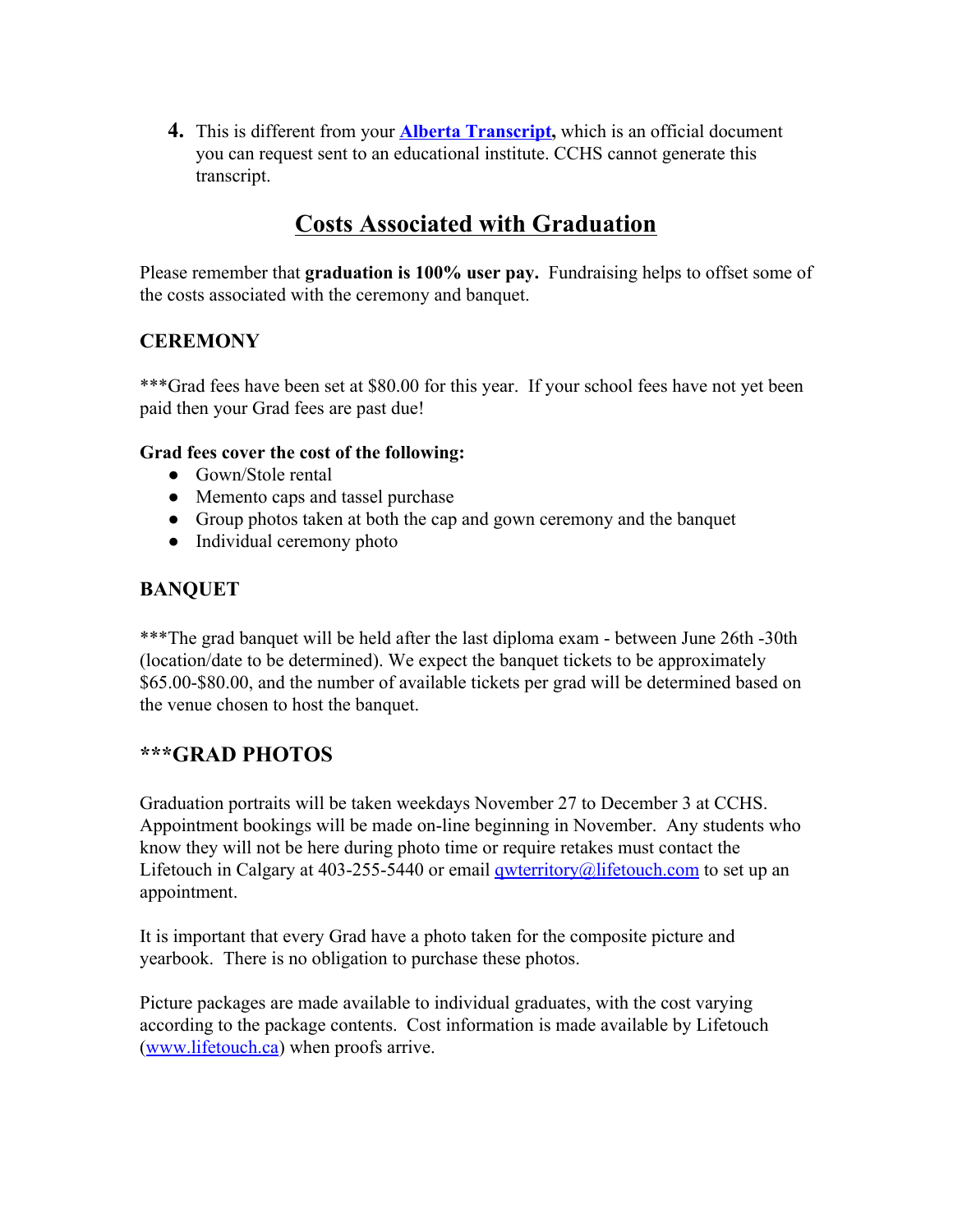4. This is different from your **[Alberta Transcript](#),** which is an official document you can request sent to an educational institute. CCHS cannot generate this transcript.

## Costs Associated with Graduation

Please remember that **graduation is 100% user pay.** Fundraising helps to offset some of the costs associated with the ceremony and banquet.

### CEREMONY

***Grad fees have been set at $80.00 for this year. If your school fees have not yet been paid then your Grad fees are past due!

**Grad fees cover the cost of the following:**

- Gown/Stole rental
- Memento caps and tassel purchase
- Group photos taken at both the cap and gown ceremony and the banquet
- Individual ceremony photo

### BANQUET

***The grad banquet will be held after the last diploma exam - between June 26th -30th (location/date to be determined). We expect the banquet tickets to be approximately $65.00-$80.00, and the number of available tickets per grad will be determined based on the venue chosen to host the banquet.

### ***GRAD PHOTOS

Graduation portraits will be taken weekdays November 27 to December 3 at CCHS. Appointment bookings will be made on-line beginning in November. Any students who know they will not be here during photo time or require retakes must contact the Lifetouch in Calgary at 403-255-5440 or email qwterritory@lifetouch.com to set up an appointment.

It is important that every Grad have a photo taken for the composite picture and yearbook. There is no obligation to purchase these photos.

Picture packages are made available to individual graduates, with the cost varying according to the package contents. Cost information is made available by Lifetouch (www.lifetouch.ca) when proofs arrive.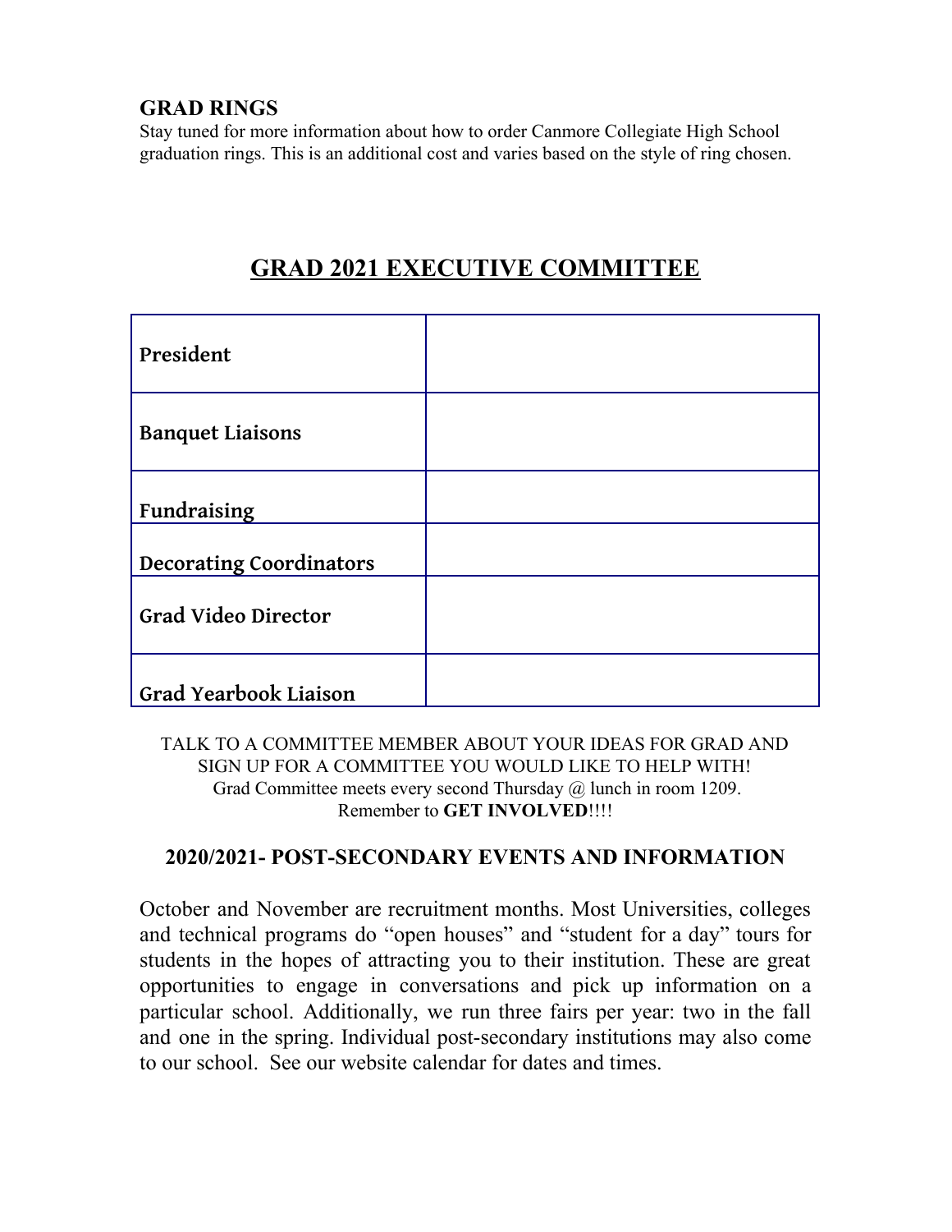### GRAD RINGS

Stay tuned for more information about how to order Canmore Collegiate High School graduation rings. This is an additional cost and varies based on the style of ring chosen.

## GRAD 2021 EXECUTIVE COMMITTEE

| | |
|---|---|
| **President** | |
| **Banquet Liaisons** | |
| **Fundraising** | |
| **Decorating Coordinators** | |
| **Grad Video Director** | |
| **Grad Yearbook Liaison** | |

TALK TO A COMMITTEE MEMBER ABOUT YOUR IDEAS FOR GRAD AND SIGN UP FOR A COMMITTEE YOU WOULD LIKE TO HELP WITH!
Grad Committee meets every second Thursday @ lunch in room 1209.
Remember to **GET INVOLVED**!!!!

### 2020/2021- POST-SECONDARY EVENTS AND INFORMATION

October and November are recruitment months. Most Universities, colleges and technical programs do "open houses" and "student for a day" tours for students in the hopes of attracting you to their institution. These are great opportunities to engage in conversations and pick up information on a particular school. Additionally, we run three fairs per year: two in the fall and one in the spring. Individual post-secondary institutions may also come to our school. See our website calendar for dates and times.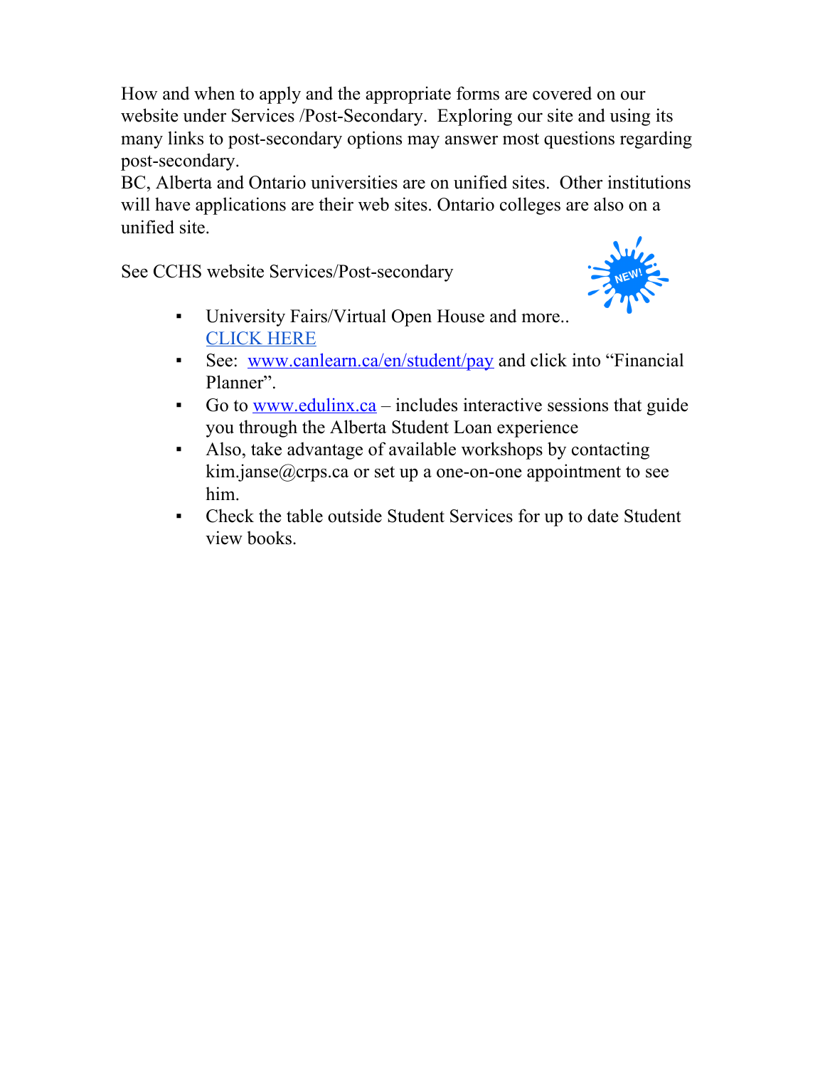How and when to apply and the appropriate forms are covered on our website under Services /Post-Secondary.  Exploring our site and using its many links to post-secondary options may answer most questions regarding post-secondary.
BC, Alberta and Ontario universities are on unified sites.  Other institutions will have applications are their web sites. Ontario colleges are also on a unified site.

See CCHS website Services/Post-secondary

- University Fairs/Virtual Open House and more.. CLICK HERE
- See:  www.canlearn.ca/en/student/pay and click into "Financial Planner".
- Go to www.edulinx.ca – includes interactive sessions that guide you through the Alberta Student Loan experience
- Also, take advantage of available workshops by contacting kim.janse@crps.ca or set up a one-on-one appointment to see him.
- Check the table outside Student Services for up to date Student view books.